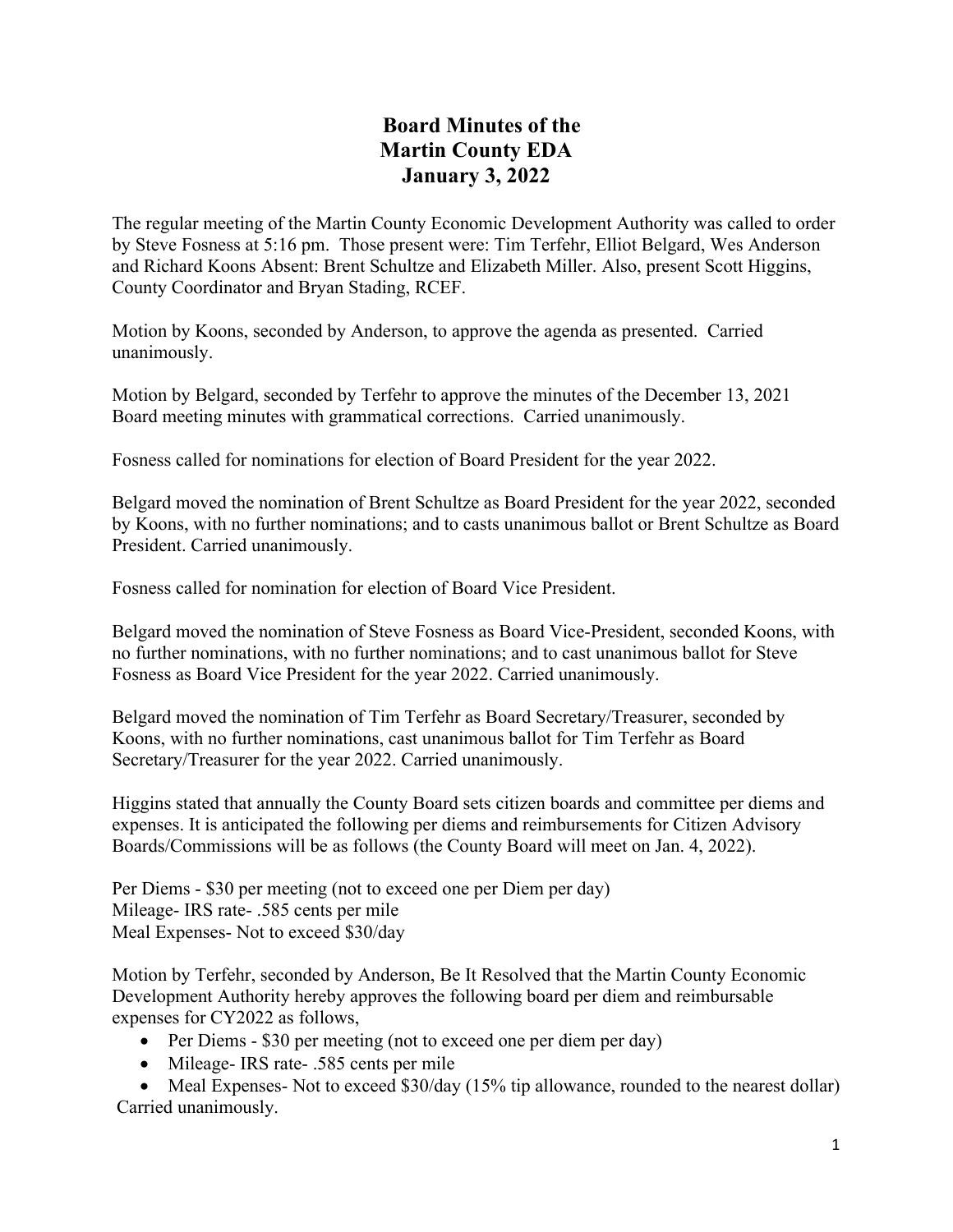# Board Minutes of the Martin County EDA January 3, 2022

The regular meeting of the Martin County Economic Development Authority was called to order by Steve Fosness at 5:16 pm. Those present were: Tim Terfehr, Elliot Belgard, Wes Anderson and Richard Koons Absent: Brent Schultze and Elizabeth Miller. Also, present Scott Higgins, County Coordinator and Bryan Stading, RCEF.

Motion by Koons, seconded by Anderson, to approve the agenda as presented. Carried unanimously.

Motion by Belgard, seconded by Terfehr to approve the minutes of the December 13, 2021 Board meeting minutes with grammatical corrections. Carried unanimously.

Fosness called for nominations for election of Board President for the year 2022.

Belgard moved the nomination of Brent Schultze as Board President for the year 2022, seconded by Koons, with no further nominations; and to casts unanimous ballot or Brent Schultze as Board President. Carried unanimously.

Fosness called for nomination for election of Board Vice President.

Belgard moved the nomination of Steve Fosness as Board Vice-President, seconded Koons, with no further nominations, with no further nominations; and to cast unanimous ballot for Steve Fosness as Board Vice President for the year 2022. Carried unanimously.

Belgard moved the nomination of Tim Terfehr as Board Secretary/Treasurer, seconded by Koons, with no further nominations, cast unanimous ballot for Tim Terfehr as Board Secretary/Treasurer for the year 2022. Carried unanimously.

Higgins stated that annually the County Board sets citizen boards and committee per diems and expenses. It is anticipated the following per diems and reimbursements for Citizen Advisory Boards/Commissions will be as follows (the County Board will meet on Jan. 4, 2022).

Per Diems - $30 per meeting (not to exceed one per Diem per day)
Mileage- IRS rate- .585 cents per mile
Meal Expenses- Not to exceed $30/day

Motion by Terfehr, seconded by Anderson, Be It Resolved that the Martin County Economic Development Authority hereby approves the following board per diem and reimbursable expenses for CY2022 as follows,

- Per Diems - $30 per meeting (not to exceed one per diem per day)
- Mileage- IRS rate- .585 cents per mile
- Meal Expenses- Not to exceed $30/day (15% tip allowance, rounded to the nearest dollar)

Carried unanimously.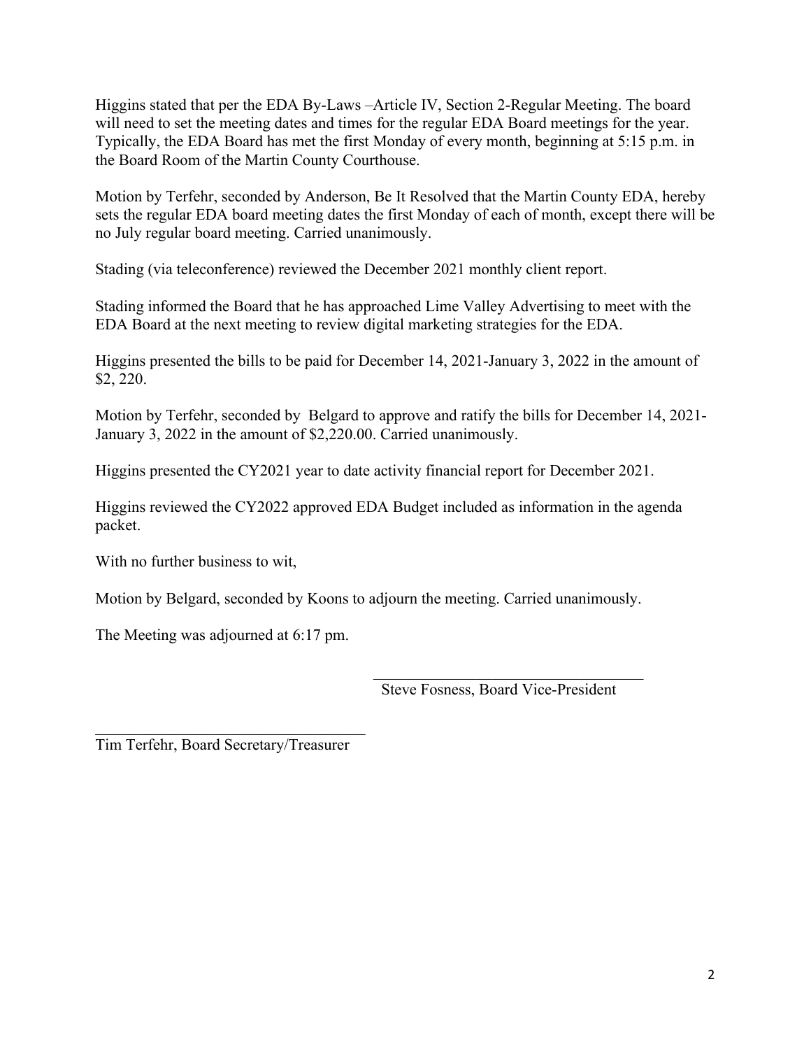Higgins stated that per the EDA By-Laws –Article IV, Section 2-Regular Meeting. The board will need to set the meeting dates and times for the regular EDA Board meetings for the year. Typically, the EDA Board has met the first Monday of every month, beginning at 5:15 p.m. in the Board Room of the Martin County Courthouse.

Motion by Terfehr, seconded by Anderson, Be It Resolved that the Martin County EDA, hereby sets the regular EDA board meeting dates the first Monday of each of month, except there will be no July regular board meeting. Carried unanimously.

Stading (via teleconference) reviewed the December 2021 monthly client report.

Stading informed the Board that he has approached Lime Valley Advertising to meet with the EDA Board at the next meeting to review digital marketing strategies for the EDA.

Higgins presented the bills to be paid for December 14, 2021-January 3, 2022 in the amount of $2, 220.

Motion by Terfehr, seconded by Belgard to approve and ratify the bills for December 14, 2021-January 3, 2022 in the amount of $2,220.00. Carried unanimously.

Higgins presented the CY2021 year to date activity financial report for December 2021.

Higgins reviewed the CY2022 approved EDA Budget included as information in the agenda packet.

With no further business to wit,

Motion by Belgard, seconded by Koons to adjourn the meeting. Carried unanimously.

The Meeting was adjourned at 6:17 pm.

\_\_\_\_\_\_\_\_\_\_\_\_\_\_\_\_\_\_\_\_\_\_\_\_\_\_\_\_\_\_\_\_\_\_\_\_
Steve Fosness, Board Vice-President

\_\_\_\_\_\_\_\_\_\_\_\_\_\_\_\_\_\_\_\_\_\_\_\_\_\_\_\_\_\_\_\_\_\_\_\_
Tim Terfehr, Board Secretary/Treasurer